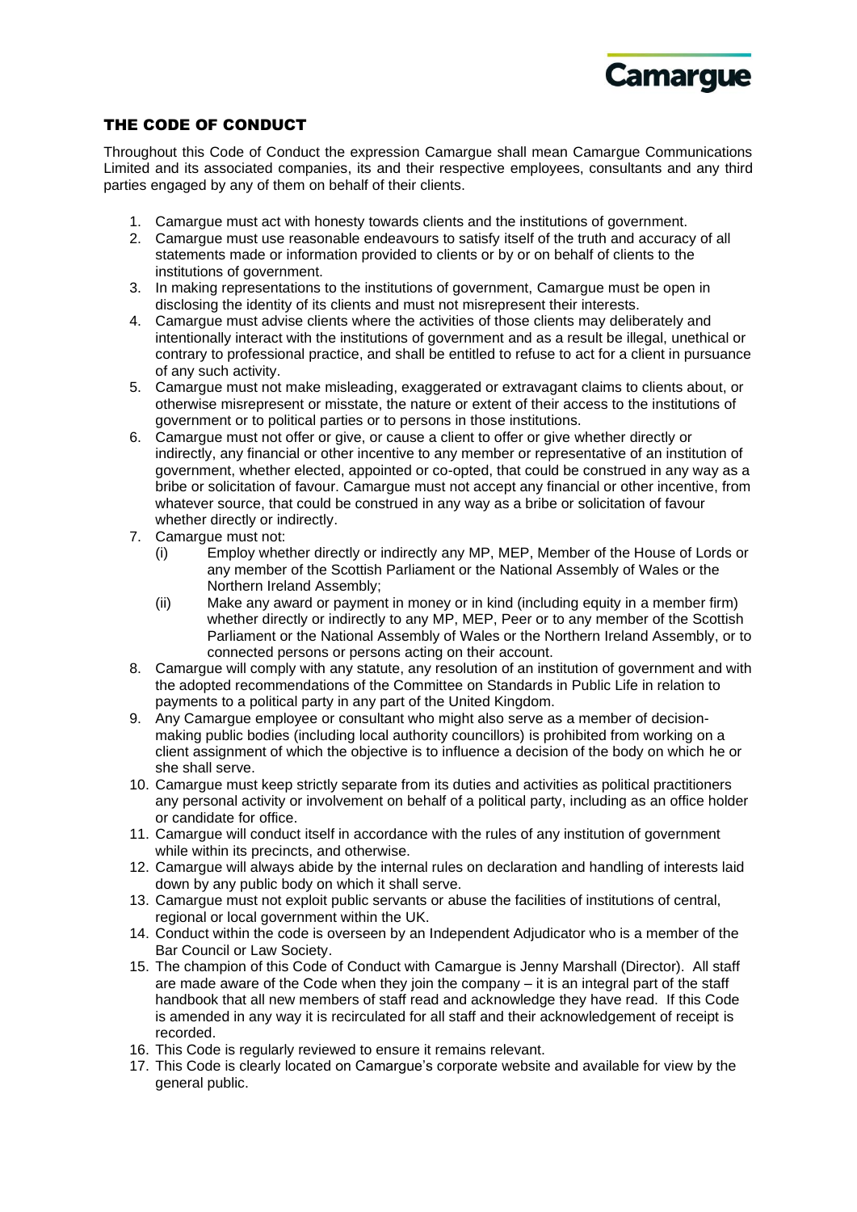## THE CODE OF CONDUCT

Throughout this Code of Conduct the expression Camargue shall mean Camargue Communications Limited and its associated companies, its and their respective employees, consultants and any third parties engaged by any of them on behalf of their clients.

1. Camargue must act with honesty towards clients and the institutions of government.
2. Camargue must use reasonable endeavours to satisfy itself of the truth and accuracy of all statements made or information provided to clients or by or on behalf of clients to the institutions of government.
3. In making representations to the institutions of government, Camargue must be open in disclosing the identity of its clients and must not misrepresent their interests.
4. Camargue must advise clients where the activities of those clients may deliberately and intentionally interact with the institutions of government and as a result be illegal, unethical or contrary to professional practice, and shall be entitled to refuse to act for a client in pursuance of any such activity.
5. Camargue must not make misleading, exaggerated or extravagant claims to clients about, or otherwise misrepresent or misstate, the nature or extent of their access to the institutions of government or to political parties or to persons in those institutions.
6. Camargue must not offer or give, or cause a client to offer or give whether directly or indirectly, any financial or other incentive to any member or representative of an institution of government, whether elected, appointed or co-opted, that could be construed in any way as a bribe or solicitation of favour. Camargue must not accept any financial or other incentive, from whatever source, that could be construed in any way as a bribe or solicitation of favour whether directly or indirectly.
7. Camargue must not:
   - (i) Employ whether directly or indirectly any MP, MEP, Member of the House of Lords or any member of the Scottish Parliament or the National Assembly of Wales or the Northern Ireland Assembly;
   - (ii) Make any award or payment in money or in kind (including equity in a member firm) whether directly or indirectly to any MP, MEP, Peer or to any member of the Scottish Parliament or the National Assembly of Wales or the Northern Ireland Assembly, or to connected persons or persons acting on their account.
8. Camargue will comply with any statute, any resolution of an institution of government and with the adopted recommendations of the Committee on Standards in Public Life in relation to payments to a political party in any part of the United Kingdom.
9. Any Camargue employee or consultant who might also serve as a member of decision-making public bodies (including local authority councillors) is prohibited from working on a client assignment of which the objective is to influence a decision of the body on which he or she shall serve.
10. Camargue must keep strictly separate from its duties and activities as political practitioners any personal activity or involvement on behalf of a political party, including as an office holder or candidate for office.
11. Camargue will conduct itself in accordance with the rules of any institution of government while within its precincts, and otherwise.
12. Camargue will always abide by the internal rules on declaration and handling of interests laid down by any public body on which it shall serve.
13. Camargue must not exploit public servants or abuse the facilities of institutions of central, regional or local government within the UK.
14. Conduct within the code is overseen by an Independent Adjudicator who is a member of the Bar Council or Law Society.
15. The champion of this Code of Conduct with Camargue is Jenny Marshall (Director). All staff are made aware of the Code when they join the company – it is an integral part of the staff handbook that all new members of staff read and acknowledge they have read. If this Code is amended in any way it is recirculated for all staff and their acknowledgement of receipt is recorded.
16. This Code is regularly reviewed to ensure it remains relevant.
17. This Code is clearly located on Camargue's corporate website and available for view by the general public.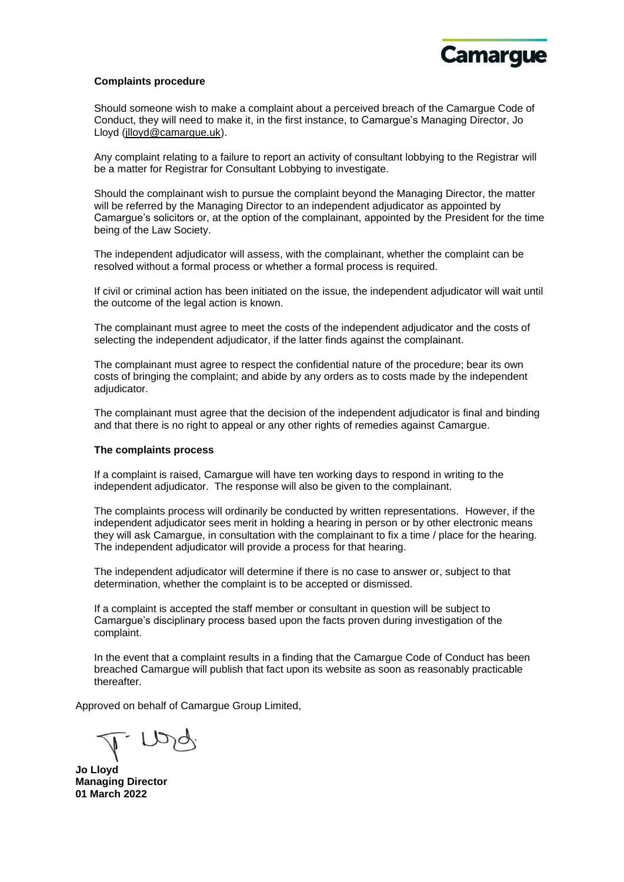**Complaints procedure**

Should someone wish to make a complaint about a perceived breach of the Camargue Code of Conduct, they will need to make it, in the first instance, to Camargue's Managing Director, Jo Lloyd (jlloyd@camargue.uk).

Any complaint relating to a failure to report an activity of consultant lobbying to the Registrar will be a matter for Registrar for Consultant Lobbying to investigate.

Should the complainant wish to pursue the complaint beyond the Managing Director, the matter will be referred by the Managing Director to an independent adjudicator as appointed by Camargue's solicitors or, at the option of the complainant, appointed by the President for the time being of the Law Society.

The independent adjudicator will assess, with the complainant, whether the complaint can be resolved without a formal process or whether a formal process is required.

If civil or criminal action has been initiated on the issue, the independent adjudicator will wait until the outcome of the legal action is known.

The complainant must agree to meet the costs of the independent adjudicator and the costs of selecting the independent adjudicator, if the latter finds against the complainant.

The complainant must agree to respect the confidential nature of the procedure; bear its own costs of bringing the complaint; and abide by any orders as to costs made by the independent adjudicator.

The complainant must agree that the decision of the independent adjudicator is final and binding and that there is no right to appeal or any other rights of remedies against Camargue.

**The complaints process**

If a complaint is raised, Camargue will have ten working days to respond in writing to the independent adjudicator. The response will also be given to the complainant.

The complaints process will ordinarily be conducted by written representations. However, if the independent adjudicator sees merit in holding a hearing in person or by other electronic means they will ask Camargue, in consultation with the complainant to fix a time / place for the hearing. The independent adjudicator will provide a process for that hearing.

The independent adjudicator will determine if there is no case to answer or, subject to that determination, whether the complaint is to be accepted or dismissed.

If a complaint is accepted the staff member or consultant in question will be subject to Camargue's disciplinary process based upon the facts proven during investigation of the complaint.

In the event that a complaint results in a finding that the Camargue Code of Conduct has been breached Camargue will publish that fact upon its website as soon as reasonably practicable thereafter.

Approved on behalf of Camargue Group Limited,

**Jo Lloyd**
**Managing Director**
**01 March 2022**